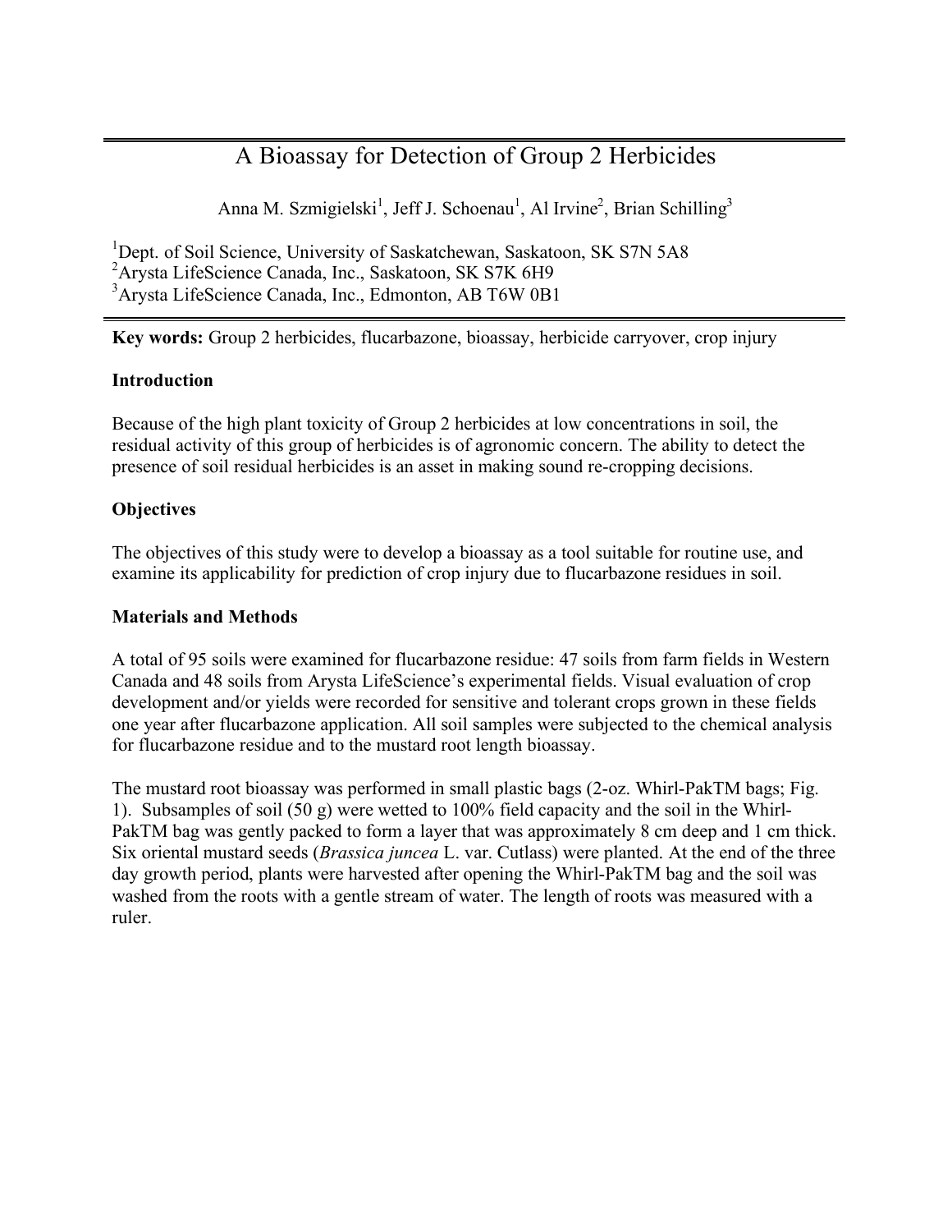# A Bioassay for Detection of Group 2 Herbicides

Anna M. Szmigielski[1], Jeff J. Schoenau[1], Al Irvine[2], Brian Schilling[3]

[1]Dept. of Soil Science, University of Saskatchewan, Saskatoon, SK S7N 5A8
[2]Arysta LifeScience Canada, Inc., Saskatoon, SK S7K 6H9
[3]Arysta LifeScience Canada, Inc., Edmonton, AB T6W 0B1

**Key words:** Group 2 herbicides, flucarbazone, bioassay, herbicide carryover, crop injury

## Introduction

Because of the high plant toxicity of Group 2 herbicides at low concentrations in soil, the residual activity of this group of herbicides is of agronomic concern. The ability to detect the presence of soil residual herbicides is an asset in making sound re-cropping decisions.

## Objectives

The objectives of this study were to develop a bioassay as a tool suitable for routine use, and examine its applicability for prediction of crop injury due to flucarbazone residues in soil.

## Materials and Methods

A total of 95 soils were examined for flucarbazone residue: 47 soils from farm fields in Western Canada and 48 soils from Arysta LifeScience's experimental fields. Visual evaluation of crop development and/or yields were recorded for sensitive and tolerant crops grown in these fields one year after flucarbazone application. All soil samples were subjected to the chemical analysis for flucarbazone residue and to the mustard root length bioassay.

The mustard root bioassay was performed in small plastic bags (2-oz. Whirl-PakTM bags; Fig. 1). Subsamples of soil (50 g) were wetted to 100% field capacity and the soil in the Whirl-PakTM bag was gently packed to form a layer that was approximately 8 cm deep and 1 cm thick. Six oriental mustard seeds (*Brassica juncea* L. var. Cutlass) were planted. At the end of the three day growth period, plants were harvested after opening the Whirl-PakTM bag and the soil was washed from the roots with a gentle stream of water. The length of roots was measured with a ruler.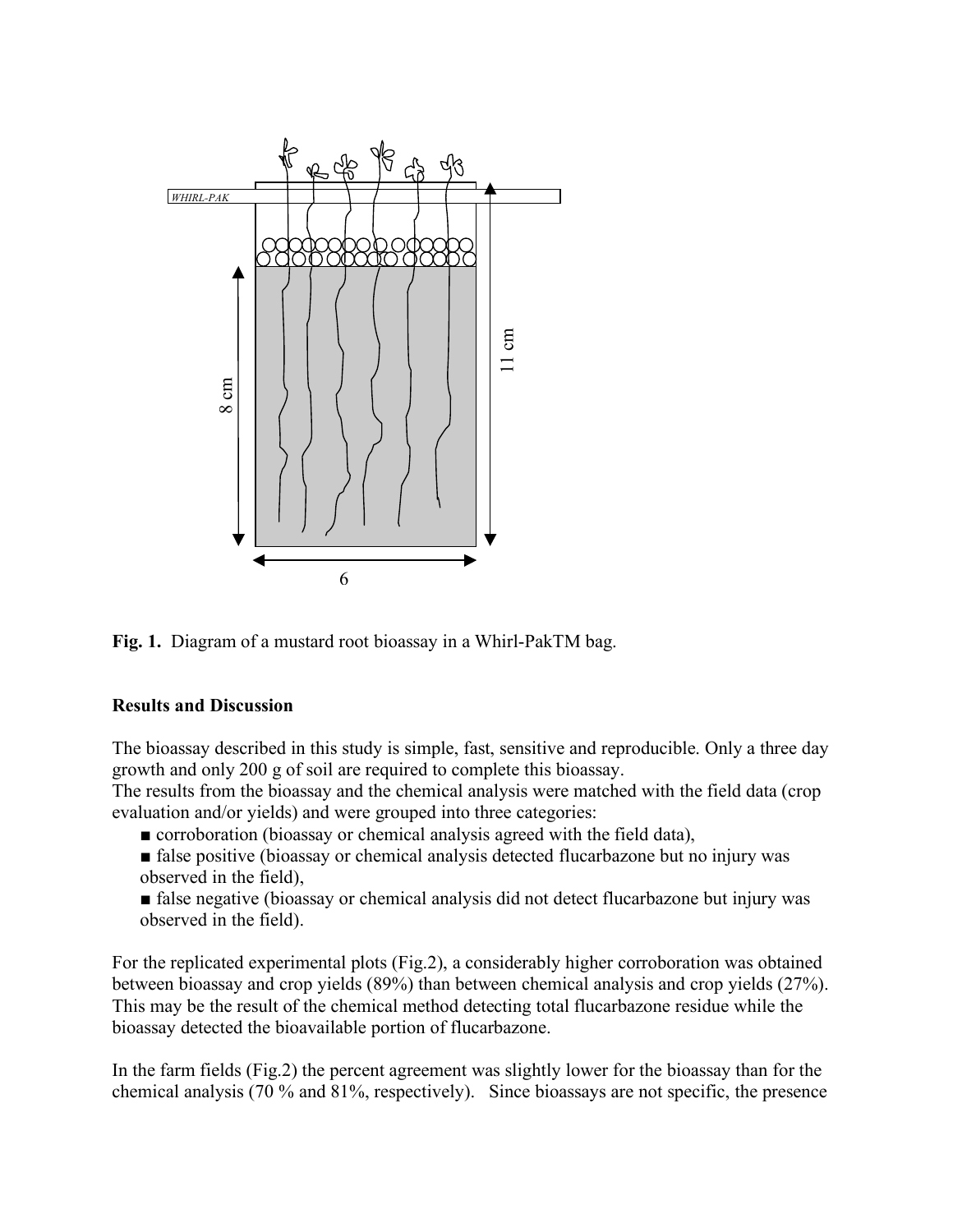**Fig. 1.** Diagram of a mustard root bioassay in a Whirl-PakTM bag.

## Results and Discussion

The bioassay described in this study is simple, fast, sensitive and reproducible. Only a three day growth and only 200 g of soil are required to complete this bioassay.

The results from the bioassay and the chemical analysis were matched with the field data (crop evaluation and/or yields) and were grouped into three categories:

- corroboration (bioassay or chemical analysis agreed with the field data),
- false positive (bioassay or chemical analysis detected flucarbazone but no injury was observed in the field),
- false negative (bioassay or chemical analysis did not detect flucarbazone but injury was observed in the field).

For the replicated experimental plots (Fig.2), a considerably higher corroboration was obtained between bioassay and crop yields (89%) than between chemical analysis and crop yields (27%). This may be the result of the chemical method detecting total flucarbazone residue while the bioassay detected the bioavailable portion of flucarbazone.

In the farm fields (Fig.2) the percent agreement was slightly lower for the bioassay than for the chemical analysis (70 % and 81%, respectively). Since bioassays are not specific, the presence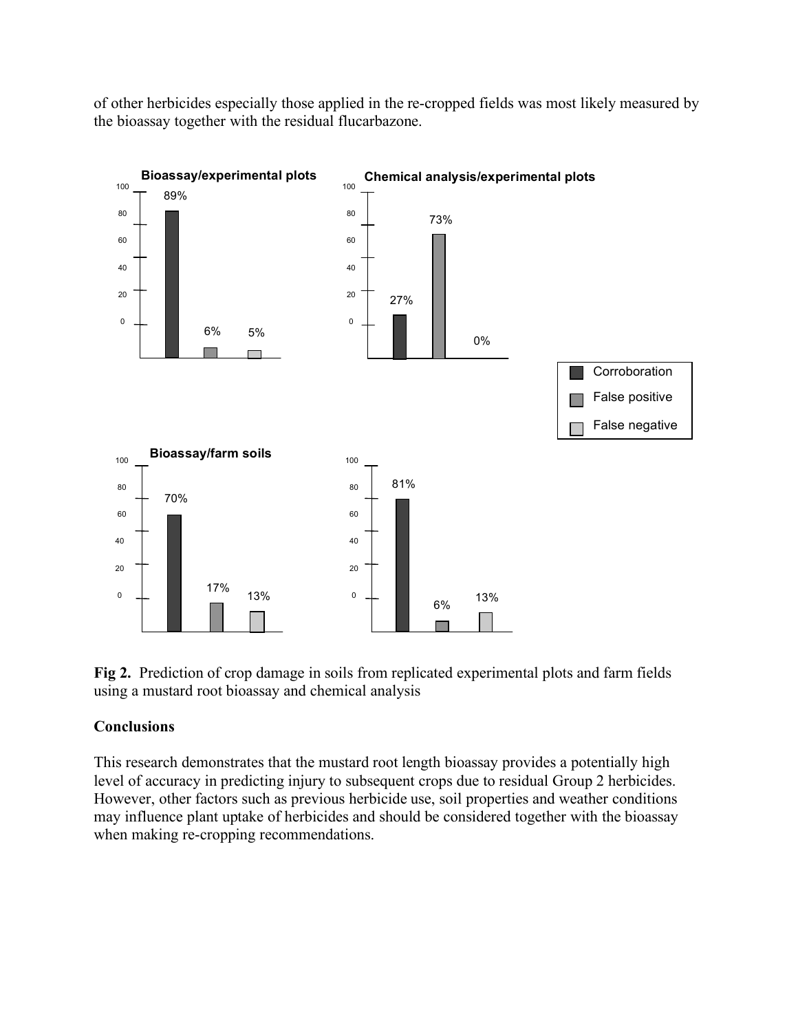of other herbicides especially those applied in the re-cropped fields was most likely measured by the bioassay together with the residual flucarbazone.

**Fig 2.** Prediction of crop damage in soils from replicated experimental plots and farm fields using a mustard root bioassay and chemical analysis

## Conclusions

This research demonstrates that the mustard root length bioassay provides a potentially high level of accuracy in predicting injury to subsequent crops due to residual Group 2 herbicides. However, other factors such as previous herbicide use, soil properties and weather conditions may influence plant uptake of herbicides and should be considered together with the bioassay when making re-cropping recommendations.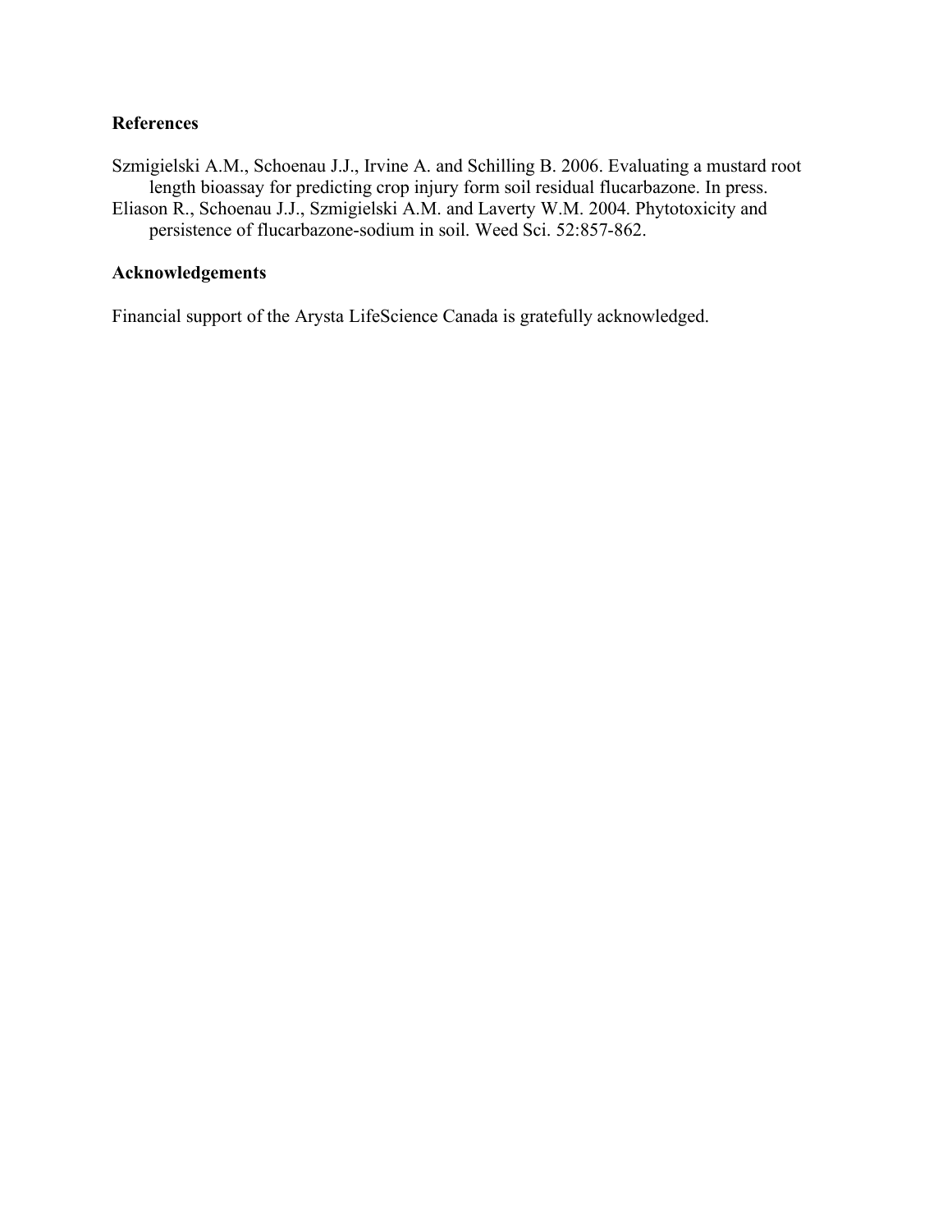## References

Szmigielski A.M., Schoenau J.J., Irvine A. and Schilling B. 2006. Evaluating a mustard root length bioassay for predicting crop injury form soil residual flucarbazone. In press.

Eliason R., Schoenau J.J., Szmigielski A.M. and Laverty W.M. 2004. Phytotoxicity and persistence of flucarbazone-sodium in soil. Weed Sci. 52:857-862.

## Acknowledgements

Financial support of the Arysta LifeScience Canada is gratefully acknowledged.